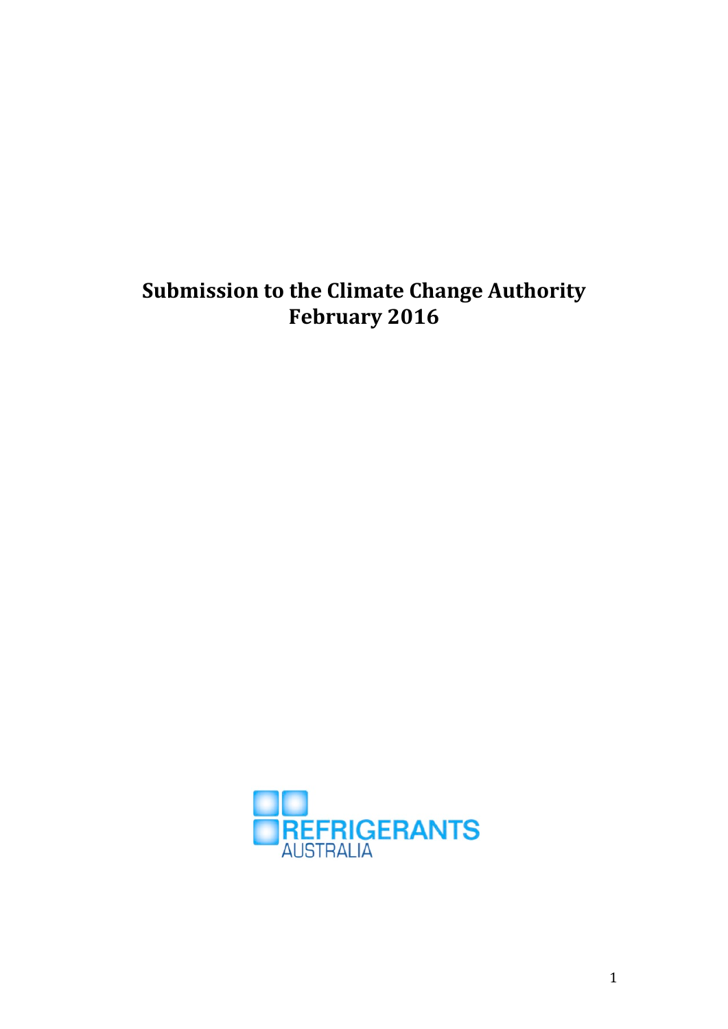# Submission to the Climate Change Authority
# February 2016

REFRIGERANTS AUSTRALIA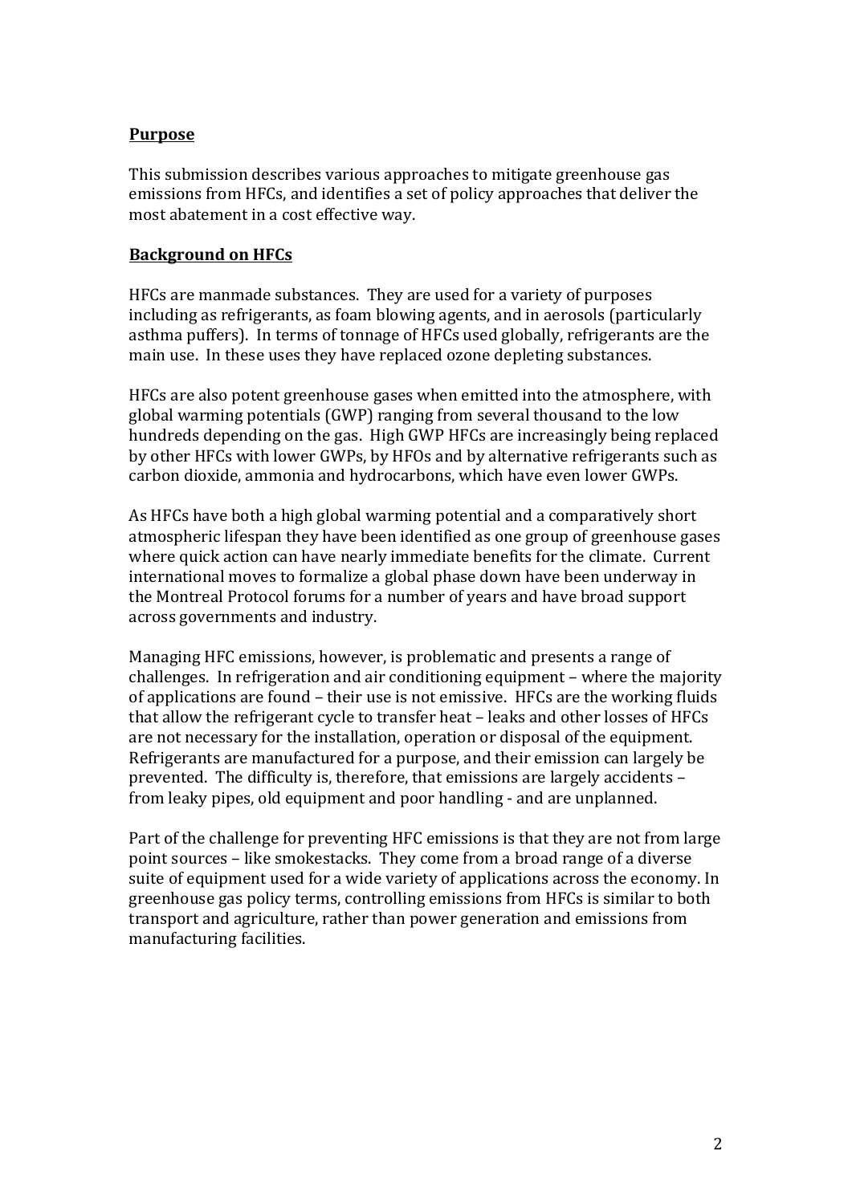## Purpose

This submission describes various approaches to mitigate greenhouse gas emissions from HFCs, and identifies a set of policy approaches that deliver the most abatement in a cost effective way.

## Background on HFCs

HFCs are manmade substances. They are used for a variety of purposes including as refrigerants, as foam blowing agents, and in aerosols (particularly asthma puffers). In terms of tonnage of HFCs used globally, refrigerants are the main use. In these uses they have replaced ozone depleting substances.

HFCs are also potent greenhouse gases when emitted into the atmosphere, with global warming potentials (GWP) ranging from several thousand to the low hundreds depending on the gas. High GWP HFCs are increasingly being replaced by other HFCs with lower GWPs, by HFOs and by alternative refrigerants such as carbon dioxide, ammonia and hydrocarbons, which have even lower GWPs.

As HFCs have both a high global warming potential and a comparatively short atmospheric lifespan they have been identified as one group of greenhouse gases where quick action can have nearly immediate benefits for the climate. Current international moves to formalize a global phase down have been underway in the Montreal Protocol forums for a number of years and have broad support across governments and industry.

Managing HFC emissions, however, is problematic and presents a range of challenges. In refrigeration and air conditioning equipment – where the majority of applications are found – their use is not emissive. HFCs are the working fluids that allow the refrigerant cycle to transfer heat – leaks and other losses of HFCs are not necessary for the installation, operation or disposal of the equipment. Refrigerants are manufactured for a purpose, and their emission can largely be prevented. The difficulty is, therefore, that emissions are largely accidents – from leaky pipes, old equipment and poor handling - and are unplanned.

Part of the challenge for preventing HFC emissions is that they are not from large point sources – like smokestacks. They come from a broad range of a diverse suite of equipment used for a wide variety of applications across the economy. In greenhouse gas policy terms, controlling emissions from HFCs is similar to both transport and agriculture, rather than power generation and emissions from manufacturing facilities.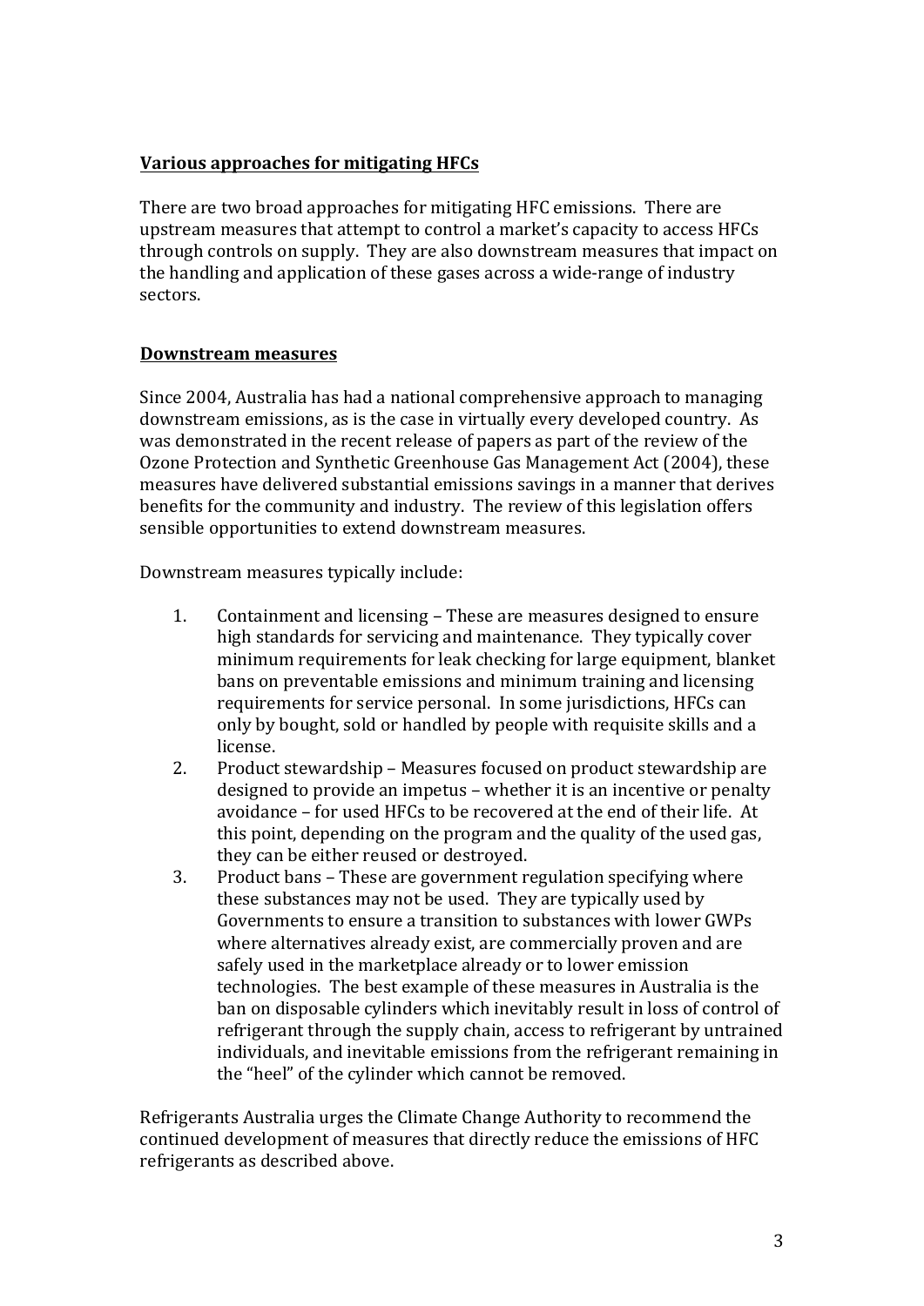## Various approaches for mitigating HFCs

There are two broad approaches for mitigating HFC emissions. There are upstream measures that attempt to control a market's capacity to access HFCs through controls on supply. They are also downstream measures that impact on the handling and application of these gases across a wide-range of industry sectors.

## Downstream measures

Since 2004, Australia has had a national comprehensive approach to managing downstream emissions, as is the case in virtually every developed country. As was demonstrated in the recent release of papers as part of the review of the Ozone Protection and Synthetic Greenhouse Gas Management Act (2004), these measures have delivered substantial emissions savings in a manner that derives benefits for the community and industry. The review of this legislation offers sensible opportunities to extend downstream measures.

Downstream measures typically include:

1. Containment and licensing – These are measures designed to ensure high standards for servicing and maintenance. They typically cover minimum requirements for leak checking for large equipment, blanket bans on preventable emissions and minimum training and licensing requirements for service personal. In some jurisdictions, HFCs can only by bought, sold or handled by people with requisite skills and a license.
2. Product stewardship – Measures focused on product stewardship are designed to provide an impetus – whether it is an incentive or penalty avoidance – for used HFCs to be recovered at the end of their life. At this point, depending on the program and the quality of the used gas, they can be either reused or destroyed.
3. Product bans – These are government regulation specifying where these substances may not be used. They are typically used by Governments to ensure a transition to substances with lower GWPs where alternatives already exist, are commercially proven and are safely used in the marketplace already or to lower emission technologies. The best example of these measures in Australia is the ban on disposable cylinders which inevitably result in loss of control of refrigerant through the supply chain, access to refrigerant by untrained individuals, and inevitable emissions from the refrigerant remaining in the "heel" of the cylinder which cannot be removed.

Refrigerants Australia urges the Climate Change Authority to recommend the continued development of measures that directly reduce the emissions of HFC refrigerants as described above.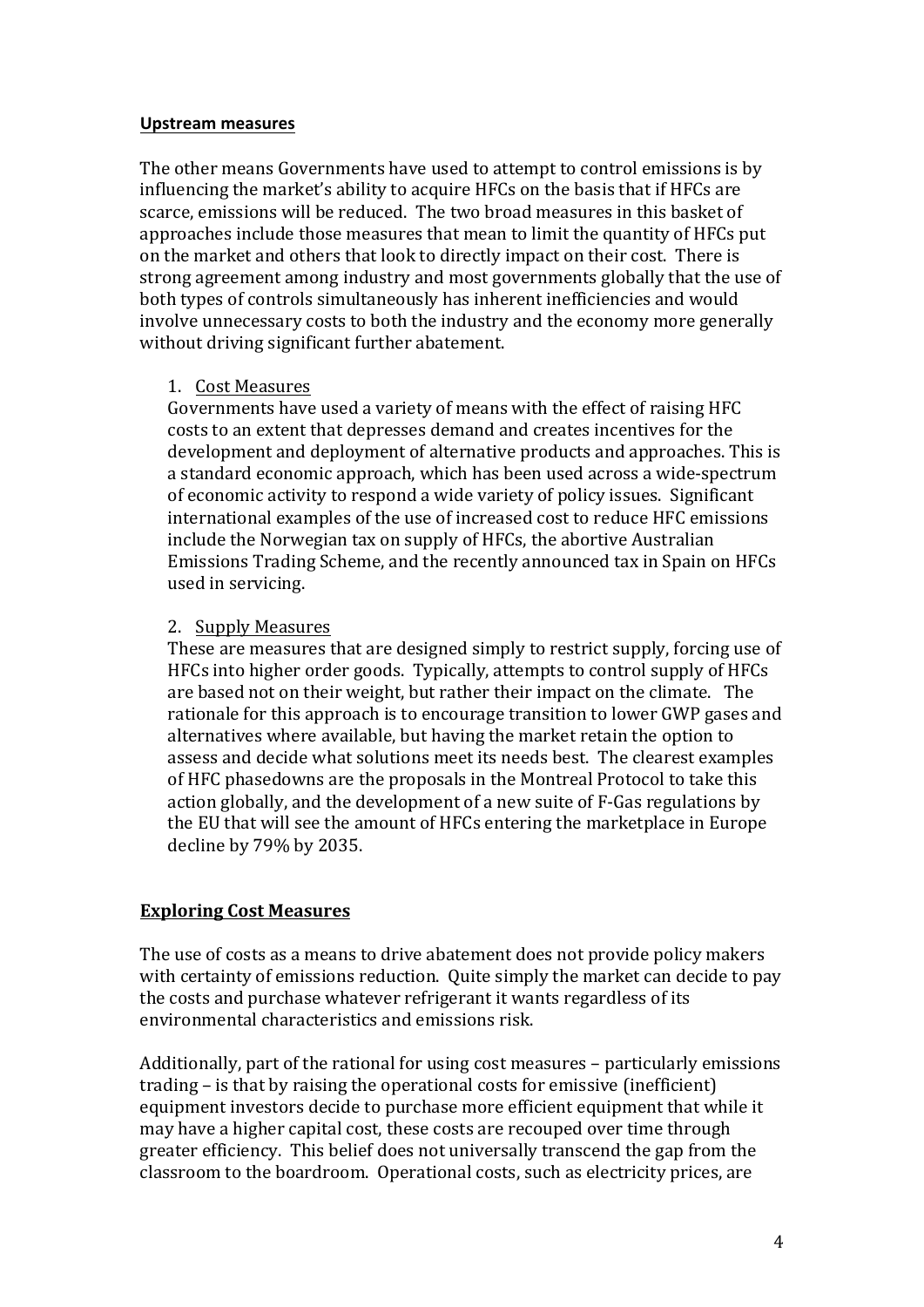**Upstream measures**

The other means Governments have used to attempt to control emissions is by influencing the market's ability to acquire HFCs on the basis that if HFCs are scarce, emissions will be reduced. The two broad measures in this basket of approaches include those measures that mean to limit the quantity of HFCs put on the market and others that look to directly impact on their cost. There is strong agreement among industry and most governments globally that the use of both types of controls simultaneously has inherent inefficiencies and would involve unnecessary costs to both the industry and the economy more generally without driving significant further abatement.

1. Cost Measures

   Governments have used a variety of means with the effect of raising HFC costs to an extent that depresses demand and creates incentives for the development and deployment of alternative products and approaches. This is a standard economic approach, which has been used across a wide-spectrum of economic activity to respond a wide variety of policy issues. Significant international examples of the use of increased cost to reduce HFC emissions include the Norwegian tax on supply of HFCs, the abortive Australian Emissions Trading Scheme, and the recently announced tax in Spain on HFCs used in servicing.

2. Supply Measures

   These are measures that are designed simply to restrict supply, forcing use of HFCs into higher order goods. Typically, attempts to control supply of HFCs are based not on their weight, but rather their impact on the climate. The rationale for this approach is to encourage transition to lower GWP gases and alternatives where available, but having the market retain the option to assess and decide what solutions meet its needs best. The clearest examples of HFC phasedowns are the proposals in the Montreal Protocol to take this action globally, and the development of a new suite of F-Gas regulations by the EU that will see the amount of HFCs entering the marketplace in Europe decline by 79% by 2035.

**Exploring Cost Measures**

The use of costs as a means to drive abatement does not provide policy makers with certainty of emissions reduction. Quite simply the market can decide to pay the costs and purchase whatever refrigerant it wants regardless of its environmental characteristics and emissions risk.

Additionally, part of the rational for using cost measures – particularly emissions trading – is that by raising the operational costs for emissive (inefficient) equipment investors decide to purchase more efficient equipment that while it may have a higher capital cost, these costs are recouped over time through greater efficiency. This belief does not universally transcend the gap from the classroom to the boardroom. Operational costs, such as electricity prices, are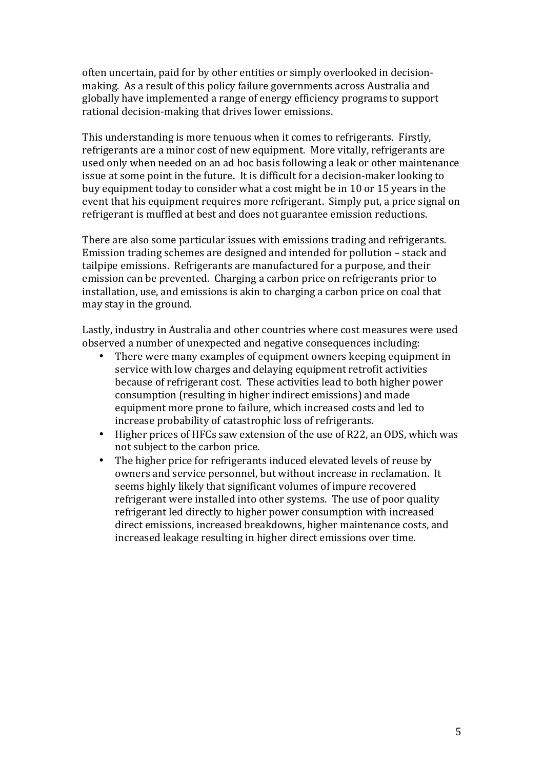often uncertain, paid for by other entities or simply overlooked in decision-making. As a result of this policy failure governments across Australia and globally have implemented a range of energy efficiency programs to support rational decision-making that drives lower emissions.

This understanding is more tenuous when it comes to refrigerants. Firstly, refrigerants are a minor cost of new equipment. More vitally, refrigerants are used only when needed on an ad hoc basis following a leak or other maintenance issue at some point in the future. It is difficult for a decision-maker looking to buy equipment today to consider what a cost might be in 10 or 15 years in the event that his equipment requires more refrigerant. Simply put, a price signal on refrigerant is muffled at best and does not guarantee emission reductions.

There are also some particular issues with emissions trading and refrigerants. Emission trading schemes are designed and intended for pollution – stack and tailpipe emissions. Refrigerants are manufactured for a purpose, and their emission can be prevented. Charging a carbon price on refrigerants prior to installation, use, and emissions is akin to charging a carbon price on coal that may stay in the ground.

Lastly, industry in Australia and other countries where cost measures were used observed a number of unexpected and negative consequences including:

- There were many examples of equipment owners keeping equipment in service with low charges and delaying equipment retrofit activities because of refrigerant cost. These activities lead to both higher power consumption (resulting in higher indirect emissions) and made equipment more prone to failure, which increased costs and led to increase probability of catastrophic loss of refrigerants.
- Higher prices of HFCs saw extension of the use of R22, an ODS, which was not subject to the carbon price.
- The higher price for refrigerants induced elevated levels of reuse by owners and service personnel, but without increase in reclamation. It seems highly likely that significant volumes of impure recovered refrigerant were installed into other systems. The use of poor quality refrigerant led directly to higher power consumption with increased direct emissions, increased breakdowns, higher maintenance costs, and increased leakage resulting in higher direct emissions over time.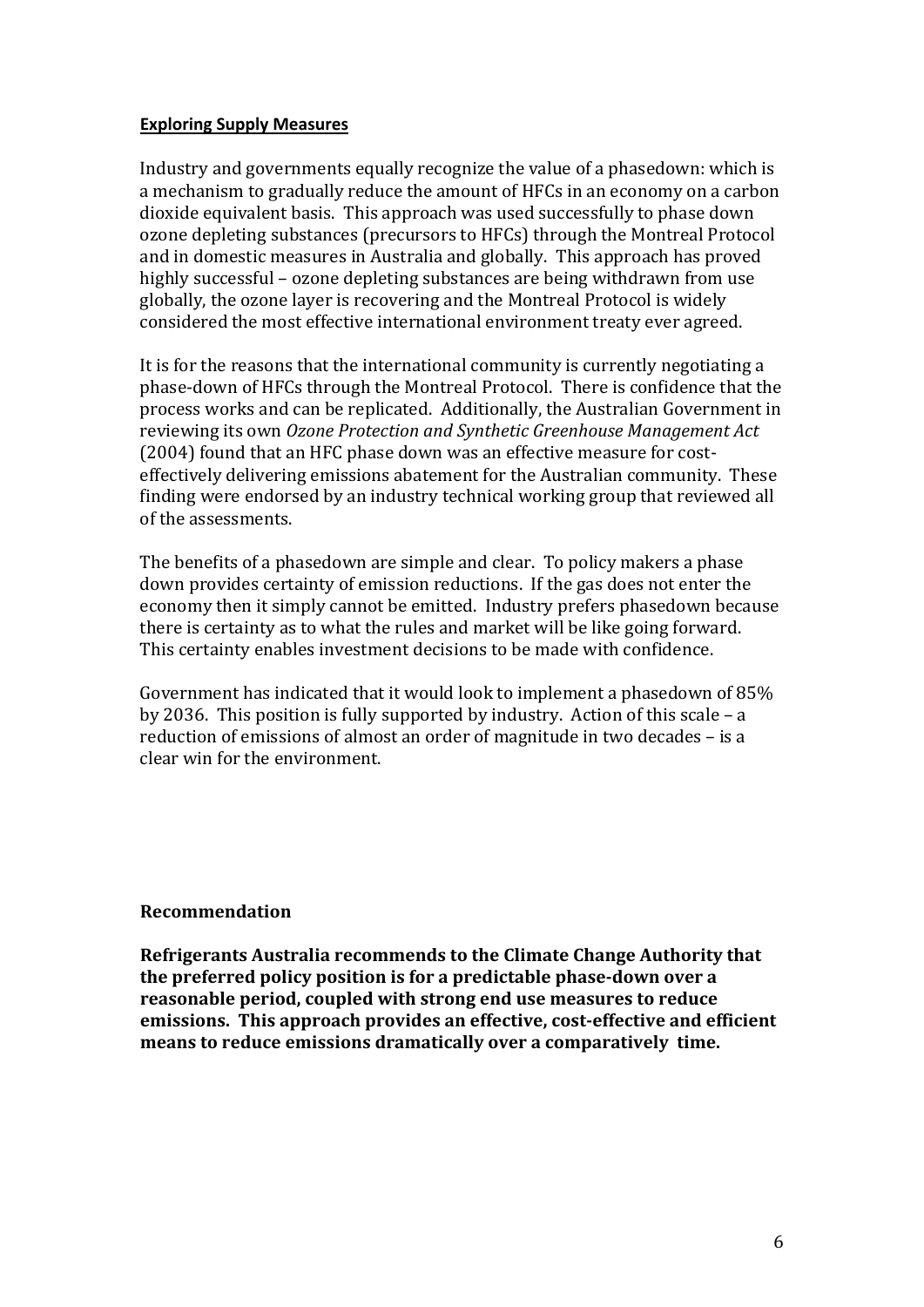**Exploring Supply Measures**

Industry and governments equally recognize the value of a phasedown: which is a mechanism to gradually reduce the amount of HFCs in an economy on a carbon dioxide equivalent basis. This approach was used successfully to phase down ozone depleting substances (precursors to HFCs) through the Montreal Protocol and in domestic measures in Australia and globally. This approach has proved highly successful – ozone depleting substances are being withdrawn from use globally, the ozone layer is recovering and the Montreal Protocol is widely considered the most effective international environment treaty ever agreed.

It is for the reasons that the international community is currently negotiating a phase-down of HFCs through the Montreal Protocol. There is confidence that the process works and can be replicated. Additionally, the Australian Government in reviewing its own *Ozone Protection and Synthetic Greenhouse Management Act* (2004) found that an HFC phase down was an effective measure for cost-effectively delivering emissions abatement for the Australian community. These finding were endorsed by an industry technical working group that reviewed all of the assessments.

The benefits of a phasedown are simple and clear. To policy makers a phase down provides certainty of emission reductions. If the gas does not enter the economy then it simply cannot be emitted. Industry prefers phasedown because there is certainty as to what the rules and market will be like going forward. This certainty enables investment decisions to be made with confidence.

Government has indicated that it would look to implement a phasedown of 85% by 2036. This position is fully supported by industry. Action of this scale – a reduction of emissions of almost an order of magnitude in two decades – is a clear win for the environment.

**Recommendation**

**Refrigerants Australia recommends to the Climate Change Authority that the preferred policy position is for a predictable phase-down over a reasonable period, coupled with strong end use measures to reduce emissions. This approach provides an effective, cost-effective and efficient means to reduce emissions dramatically over a comparatively time.**